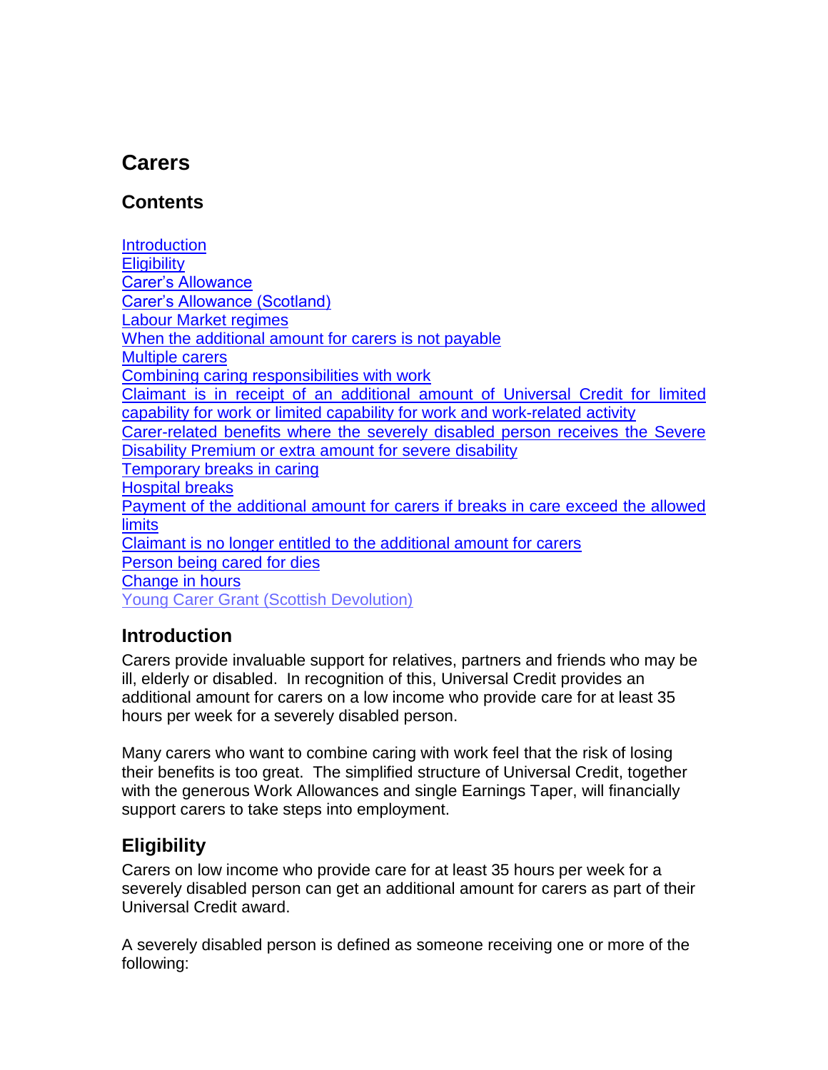# Carers

## Contents

Introduction
Eligibility
Carer's Allowance
Carer's Allowance (Scotland)
Labour Market regimes
When the additional amount for carers is not payable
Multiple carers
Combining caring responsibilities with work
Claimant is in receipt of an additional amount of Universal Credit for limited capability for work or limited capability for work and work-related activity
Carer-related benefits where the severely disabled person receives the Severe Disability Premium or extra amount for severe disability
Temporary breaks in caring
Hospital breaks
Payment of the additional amount for carers if breaks in care exceed the allowed limits
Claimant is no longer entitled to the additional amount for carers
Person being cared for dies
Change in hours
Young Carer Grant (Scottish Devolution)

## Introduction

Carers provide invaluable support for relatives, partners and friends who may be ill, elderly or disabled. In recognition of this, Universal Credit provides an additional amount for carers on a low income who provide care for at least 35 hours per week for a severely disabled person.

Many carers who want to combine caring with work feel that the risk of losing their benefits is too great. The simplified structure of Universal Credit, together with the generous Work Allowances and single Earnings Taper, will financially support carers to take steps into employment.

## Eligibility

Carers on low income who provide care for at least 35 hours per week for a severely disabled person can get an additional amount for carers as part of their Universal Credit award.

A severely disabled person is defined as someone receiving one or more of the following: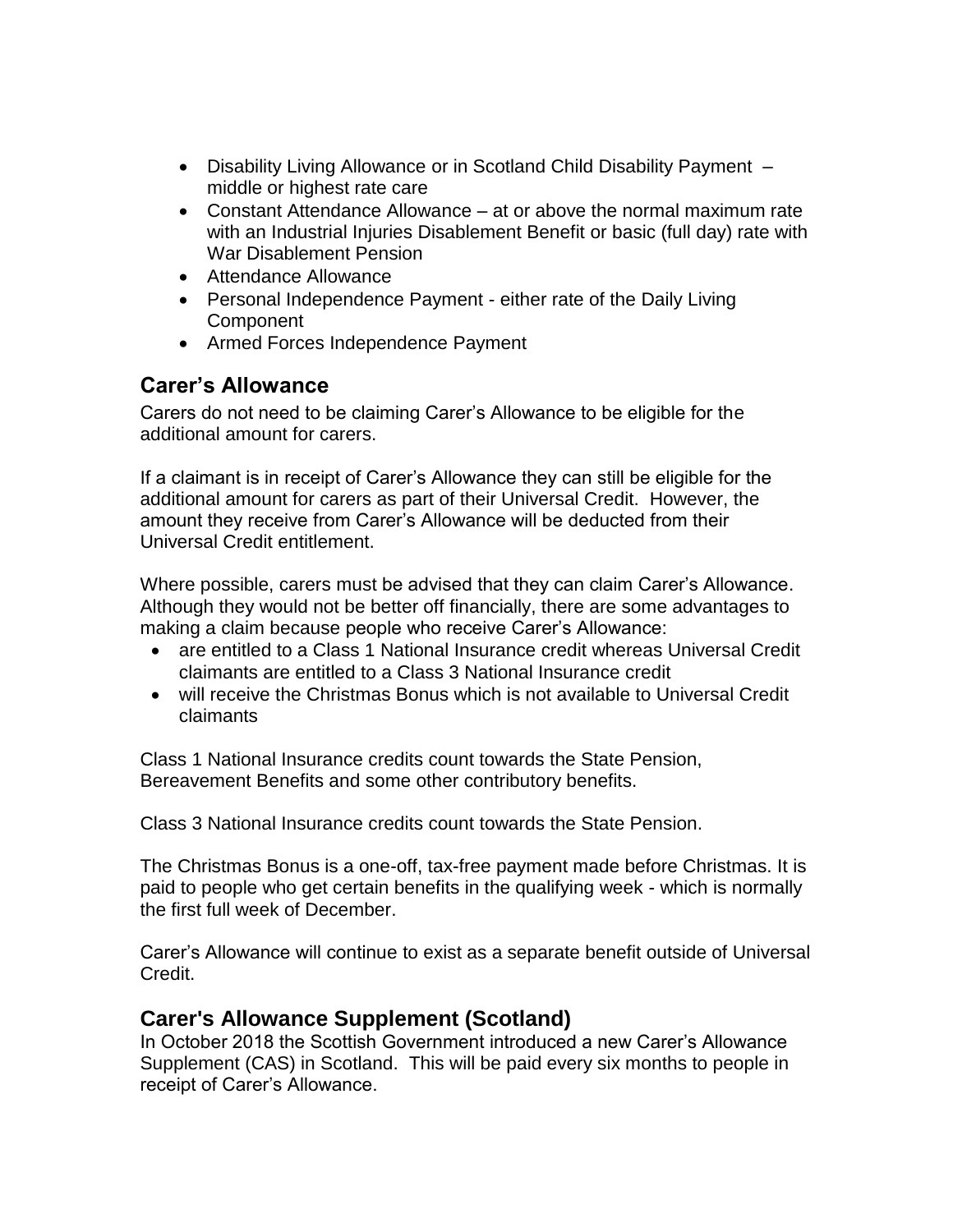- Disability Living Allowance or in Scotland Child Disability Payment – middle or highest rate care
- Constant Attendance Allowance – at or above the normal maximum rate with an Industrial Injuries Disablement Benefit or basic (full day) rate with War Disablement Pension
- Attendance Allowance
- Personal Independence Payment - either rate of the Daily Living Component
- Armed Forces Independence Payment

## Carer's Allowance

Carers do not need to be claiming Carer's Allowance to be eligible for the additional amount for carers.

If a claimant is in receipt of Carer's Allowance they can still be eligible for the additional amount for carers as part of their Universal Credit. However, the amount they receive from Carer's Allowance will be deducted from their Universal Credit entitlement.

Where possible, carers must be advised that they can claim Carer's Allowance. Although they would not be better off financially, there are some advantages to making a claim because people who receive Carer's Allowance:

- are entitled to a Class 1 National Insurance credit whereas Universal Credit claimants are entitled to a Class 3 National Insurance credit
- will receive the Christmas Bonus which is not available to Universal Credit claimants

Class 1 National Insurance credits count towards the State Pension, Bereavement Benefits and some other contributory benefits.

Class 3 National Insurance credits count towards the State Pension.

The Christmas Bonus is a one-off, tax-free payment made before Christmas. It is paid to people who get certain benefits in the qualifying week - which is normally the first full week of December.

Carer's Allowance will continue to exist as a separate benefit outside of Universal Credit.

## Carer's Allowance Supplement (Scotland)

In October 2018 the Scottish Government introduced a new Carer's Allowance Supplement (CAS) in Scotland. This will be paid every six months to people in receipt of Carer's Allowance.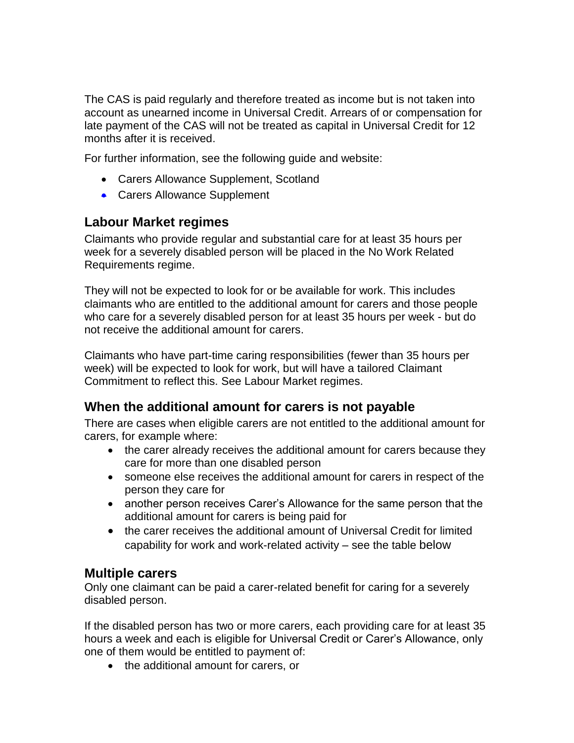The CAS is paid regularly and therefore treated as income but is not taken into account as unearned income in Universal Credit. Arrears of or compensation for late payment of the CAS will not be treated as capital in Universal Credit for 12 months after it is received.

For further information, see the following guide and website:

- Carers Allowance Supplement, Scotland
- Carers Allowance Supplement

## Labour Market regimes

Claimants who provide regular and substantial care for at least 35 hours per week for a severely disabled person will be placed in the No Work Related Requirements regime.

They will not be expected to look for or be available for work. This includes claimants who are entitled to the additional amount for carers and those people who care for a severely disabled person for at least 35 hours per week - but do not receive the additional amount for carers.

Claimants who have part-time caring responsibilities (fewer than 35 hours per week) will be expected to look for work, but will have a tailored Claimant Commitment to reflect this. See Labour Market regimes.

## When the additional amount for carers is not payable

There are cases when eligible carers are not entitled to the additional amount for carers, for example where:

- the carer already receives the additional amount for carers because they care for more than one disabled person
- someone else receives the additional amount for carers in respect of the person they care for
- another person receives Carer's Allowance for the same person that the additional amount for carers is being paid for
- the carer receives the additional amount of Universal Credit for limited capability for work and work-related activity – see the table below

## Multiple carers

Only one claimant can be paid a carer-related benefit for caring for a severely disabled person.

If the disabled person has two or more carers, each providing care for at least 35 hours a week and each is eligible for Universal Credit or Carer's Allowance, only one of them would be entitled to payment of:

- the additional amount for carers, or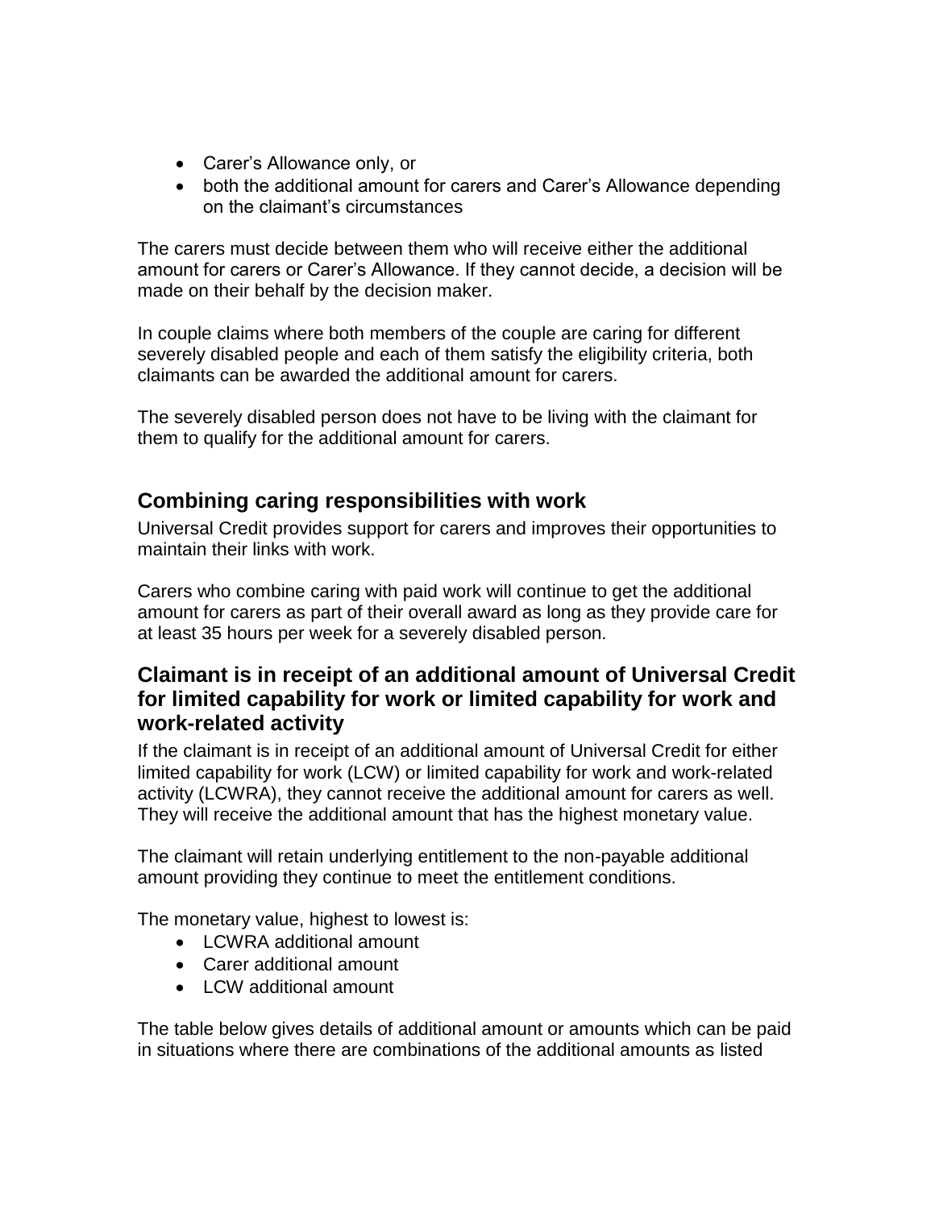- Carer's Allowance only, or
- both the additional amount for carers and Carer's Allowance depending on the claimant's circumstances

The carers must decide between them who will receive either the additional amount for carers or Carer's Allowance. If they cannot decide, a decision will be made on their behalf by the decision maker.

In couple claims where both members of the couple are caring for different severely disabled people and each of them satisfy the eligibility criteria, both claimants can be awarded the additional amount for carers.

The severely disabled person does not have to be living with the claimant for them to qualify for the additional amount for carers.

## Combining caring responsibilities with work

Universal Credit provides support for carers and improves their opportunities to maintain their links with work.

Carers who combine caring with paid work will continue to get the additional amount for carers as part of their overall award as long as they provide care for at least 35 hours per week for a severely disabled person.

## Claimant is in receipt of an additional amount of Universal Credit for limited capability for work or limited capability for work and work-related activity

If the claimant is in receipt of an additional amount of Universal Credit for either limited capability for work (LCW) or limited capability for work and work-related activity (LCWRA), they cannot receive the additional amount for carers as well. They will receive the additional amount that has the highest monetary value.

The claimant will retain underlying entitlement to the non-payable additional amount providing they continue to meet the entitlement conditions.

The monetary value, highest to lowest is:

- LCWRA additional amount
- Carer additional amount
- LCW additional amount

The table below gives details of additional amount or amounts which can be paid in situations where there are combinations of the additional amounts as listed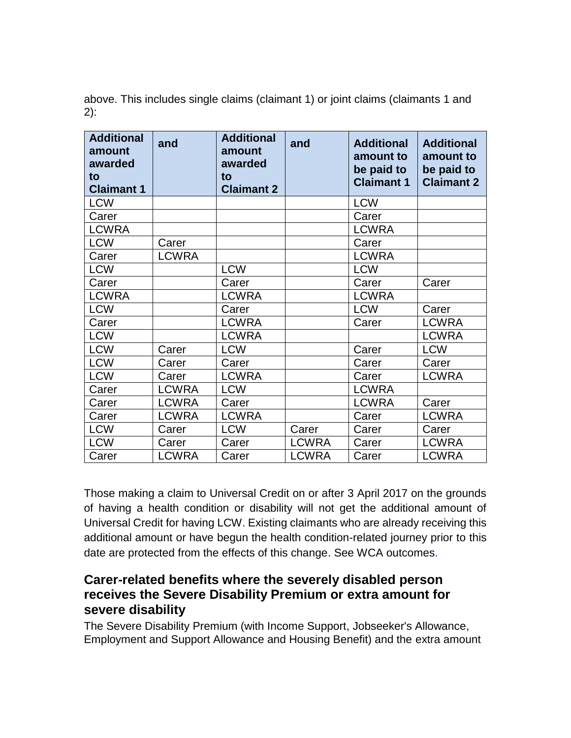above. This includes single claims (claimant 1) or joint claims (claimants 1 and 2):

| Additional amount awarded to Claimant 1 | and | Additional amount awarded to Claimant 2 | and | Additional amount to be paid to Claimant 1 | Additional amount to be paid to Claimant 2 |
|---|---|---|---|---|---|
| LCW | | | | LCW | |
| Carer | | | | Carer | |
| LCWRA | | | | LCWRA | |
| LCW | Carer | | | Carer | |
| Carer | LCWRA | | | LCWRA | |
| LCW | | LCW | | LCW | |
| Carer | | Carer | | Carer | Carer |
| LCWRA | | LCWRA | | LCWRA | |
| LCW | | Carer | | LCW | Carer |
| Carer | | LCWRA | | Carer | LCWRA |
| LCW | | LCWRA | | | LCWRA |
| LCW | Carer | LCW | | Carer | LCW |
| LCW | Carer | Carer | | Carer | Carer |
| LCW | Carer | LCWRA | | Carer | LCWRA |
| Carer | LCWRA | LCW | | LCWRA | |
| Carer | LCWRA | Carer | | LCWRA | Carer |
| Carer | LCWRA | LCWRA | | Carer | LCWRA |
| LCW | Carer | LCW | Carer | Carer | Carer |
| LCW | Carer | Carer | LCWRA | Carer | LCWRA |
| Carer | LCWRA | Carer | LCWRA | Carer | LCWRA |

Those making a claim to Universal Credit on or after 3 April 2017 on the grounds of having a health condition or disability will not get the additional amount of Universal Credit for having LCW. Existing claimants who are already receiving this additional amount or have begun the health condition-related journey prior to this date are protected from the effects of this change. See WCA outcomes.

## Carer-related benefits where the severely disabled person receives the Severe Disability Premium or extra amount for severe disability

The Severe Disability Premium (with Income Support, Jobseeker's Allowance, Employment and Support Allowance and Housing Benefit) and the extra amount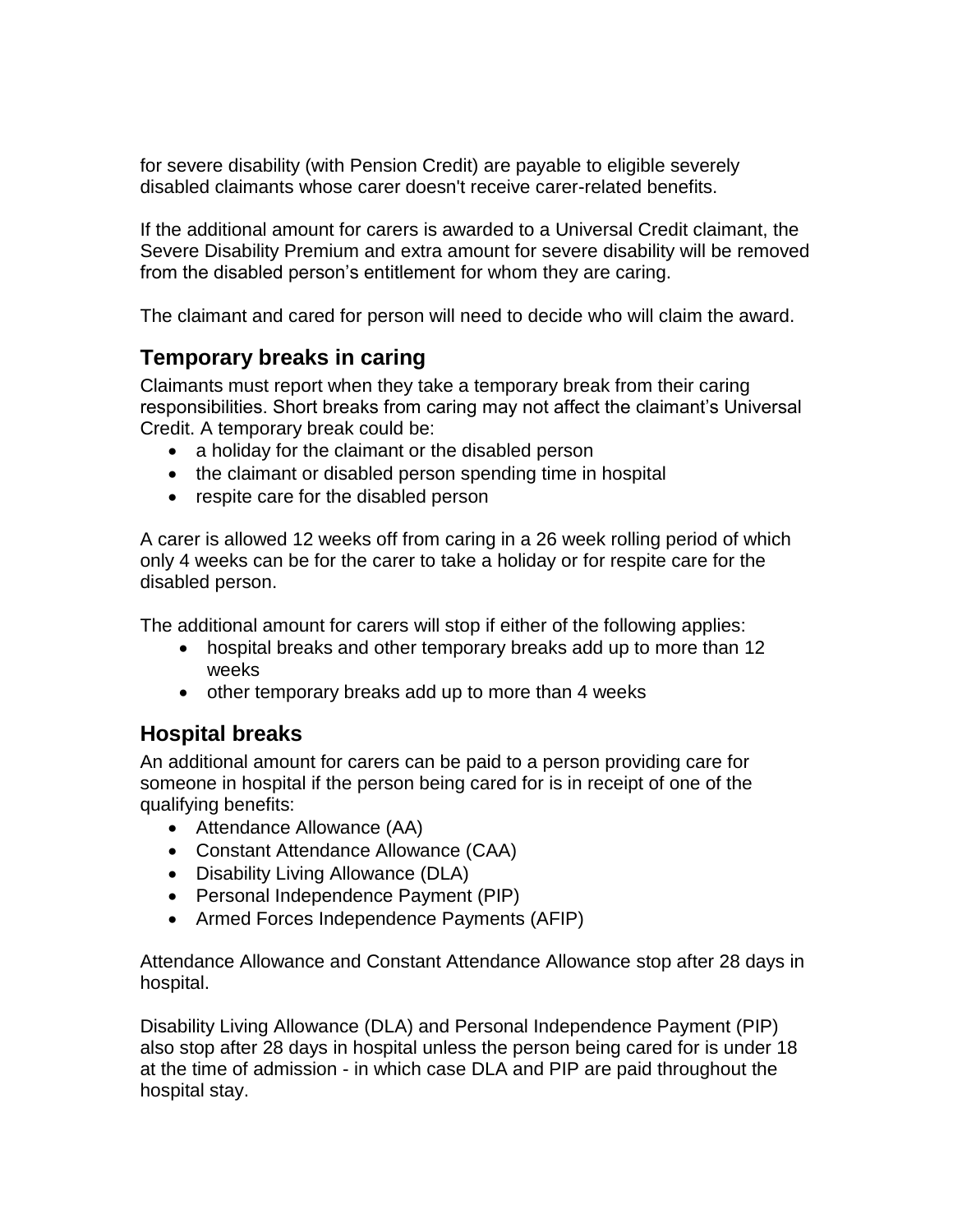for severe disability (with Pension Credit) are payable to eligible severely disabled claimants whose carer doesn't receive carer-related benefits.

If the additional amount for carers is awarded to a Universal Credit claimant, the Severe Disability Premium and extra amount for severe disability will be removed from the disabled person's entitlement for whom they are caring.

The claimant and cared for person will need to decide who will claim the award.

## Temporary breaks in caring

Claimants must report when they take a temporary break from their caring responsibilities. Short breaks from caring may not affect the claimant's Universal Credit. A temporary break could be:

- a holiday for the claimant or the disabled person
- the claimant or disabled person spending time in hospital
- respite care for the disabled person

A carer is allowed 12 weeks off from caring in a 26 week rolling period of which only 4 weeks can be for the carer to take a holiday or for respite care for the disabled person.

The additional amount for carers will stop if either of the following applies:

- hospital breaks and other temporary breaks add up to more than 12 weeks
- other temporary breaks add up to more than 4 weeks

## Hospital breaks

An additional amount for carers can be paid to a person providing care for someone in hospital if the person being cared for is in receipt of one of the qualifying benefits:

- Attendance Allowance (AA)
- Constant Attendance Allowance (CAA)
- Disability Living Allowance (DLA)
- Personal Independence Payment (PIP)
- Armed Forces Independence Payments (AFIP)

Attendance Allowance and Constant Attendance Allowance stop after 28 days in hospital.

Disability Living Allowance (DLA) and Personal Independence Payment (PIP) also stop after 28 days in hospital unless the person being cared for is under 18 at the time of admission - in which case DLA and PIP are paid throughout the hospital stay.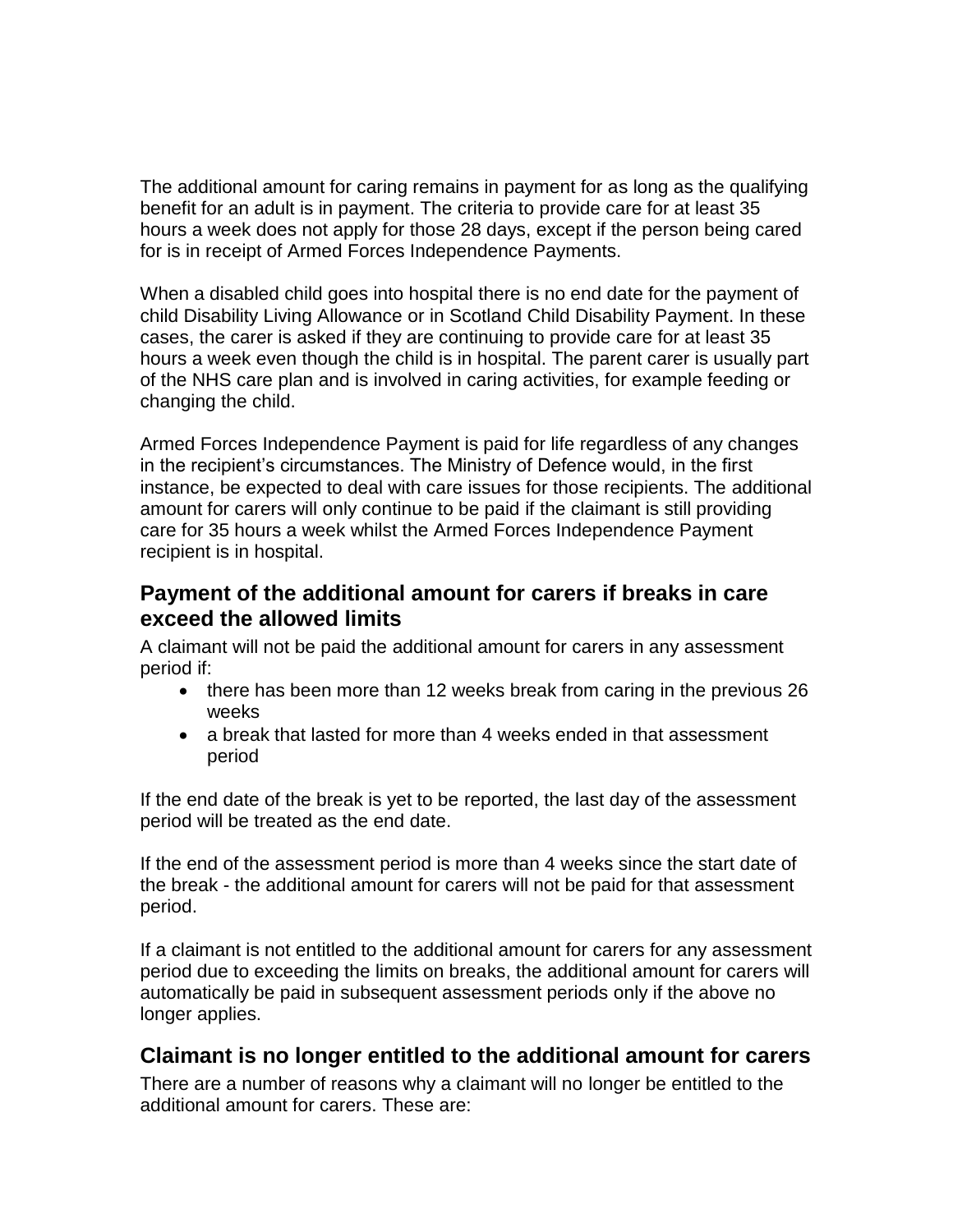The additional amount for caring remains in payment for as long as the qualifying benefit for an adult is in payment. The criteria to provide care for at least 35 hours a week does not apply for those 28 days, except if the person being cared for is in receipt of Armed Forces Independence Payments.

When a disabled child goes into hospital there is no end date for the payment of child Disability Living Allowance or in Scotland Child Disability Payment. In these cases, the carer is asked if they are continuing to provide care for at least 35 hours a week even though the child is in hospital. The parent carer is usually part of the NHS care plan and is involved in caring activities, for example feeding or changing the child.

Armed Forces Independence Payment is paid for life regardless of any changes in the recipient's circumstances. The Ministry of Defence would, in the first instance, be expected to deal with care issues for those recipients. The additional amount for carers will only continue to be paid if the claimant is still providing care for 35 hours a week whilst the Armed Forces Independence Payment recipient is in hospital.

## Payment of the additional amount for carers if breaks in care exceed the allowed limits

A claimant will not be paid the additional amount for carers in any assessment period if:

- there has been more than 12 weeks break from caring in the previous 26 weeks
- a break that lasted for more than 4 weeks ended in that assessment period

If the end date of the break is yet to be reported, the last day of the assessment period will be treated as the end date.

If the end of the assessment period is more than 4 weeks since the start date of the break - the additional amount for carers will not be paid for that assessment period.

If a claimant is not entitled to the additional amount for carers for any assessment period due to exceeding the limits on breaks, the additional amount for carers will automatically be paid in subsequent assessment periods only if the above no longer applies.

## Claimant is no longer entitled to the additional amount for carers

There are a number of reasons why a claimant will no longer be entitled to the additional amount for carers. These are: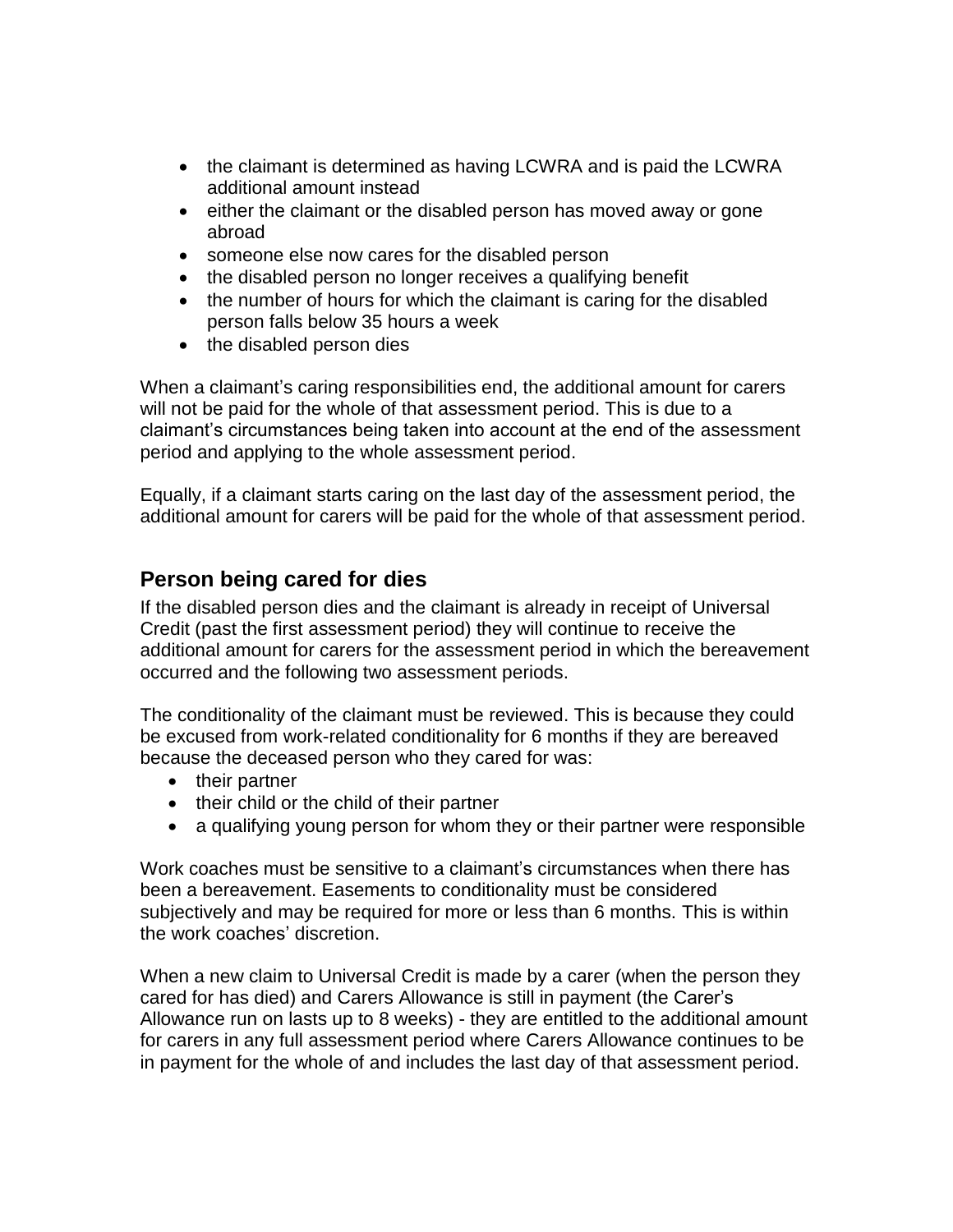- the claimant is determined as having LCWRA and is paid the LCWRA additional amount instead
- either the claimant or the disabled person has moved away or gone abroad
- someone else now cares for the disabled person
- the disabled person no longer receives a qualifying benefit
- the number of hours for which the claimant is caring for the disabled person falls below 35 hours a week
- the disabled person dies

When a claimant's caring responsibilities end, the additional amount for carers will not be paid for the whole of that assessment period. This is due to a claimant's circumstances being taken into account at the end of the assessment period and applying to the whole assessment period.

Equally, if a claimant starts caring on the last day of the assessment period, the additional amount for carers will be paid for the whole of that assessment period.

## Person being cared for dies

If the disabled person dies and the claimant is already in receipt of Universal Credit (past the first assessment period) they will continue to receive the additional amount for carers for the assessment period in which the bereavement occurred and the following two assessment periods.

The conditionality of the claimant must be reviewed. This is because they could be excused from work-related conditionality for 6 months if they are bereaved because the deceased person who they cared for was:

- their partner
- their child or the child of their partner
- a qualifying young person for whom they or their partner were responsible

Work coaches must be sensitive to a claimant's circumstances when there has been a bereavement. Easements to conditionality must be considered subjectively and may be required for more or less than 6 months. This is within the work coaches' discretion.

When a new claim to Universal Credit is made by a carer (when the person they cared for has died) and Carers Allowance is still in payment (the Carer's Allowance run on lasts up to 8 weeks) - they are entitled to the additional amount for carers in any full assessment period where Carers Allowance continues to be in payment for the whole of and includes the last day of that assessment period.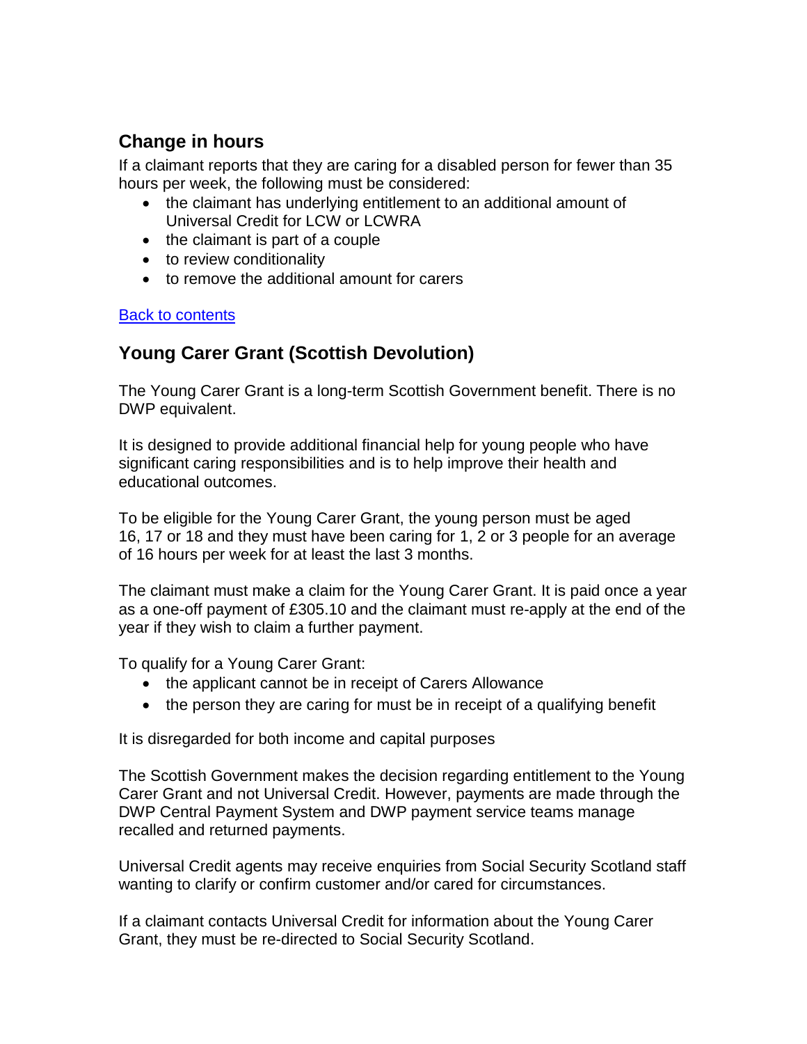## Change in hours

If a claimant reports that they are caring for a disabled person for fewer than 35 hours per week, the following must be considered:

- the claimant has underlying entitlement to an additional amount of Universal Credit for LCW or LCWRA
- the claimant is part of a couple
- to review conditionality
- to remove the additional amount for carers

[Back to contents](#)

## Young Carer Grant (Scottish Devolution)

The Young Carer Grant is a long-term Scottish Government benefit. There is no DWP equivalent.

It is designed to provide additional financial help for young people who have significant caring responsibilities and is to help improve their health and educational outcomes.

To be eligible for the Young Carer Grant, the young person must be aged 16, 17 or 18 and they must have been caring for 1, 2 or 3 people for an average of 16 hours per week for at least the last 3 months.

The claimant must make a claim for the Young Carer Grant. It is paid once a year as a one-off payment of £305.10 and the claimant must re-apply at the end of the year if they wish to claim a further payment.

To qualify for a Young Carer Grant:

- the applicant cannot be in receipt of Carers Allowance
- the person they are caring for must be in receipt of a qualifying benefit

It is disregarded for both income and capital purposes

The Scottish Government makes the decision regarding entitlement to the Young Carer Grant and not Universal Credit. However, payments are made through the DWP Central Payment System and DWP payment service teams manage recalled and returned payments.

Universal Credit agents may receive enquiries from Social Security Scotland staff wanting to clarify or confirm customer and/or cared for circumstances.

If a claimant contacts Universal Credit for information about the Young Carer Grant, they must be re-directed to Social Security Scotland.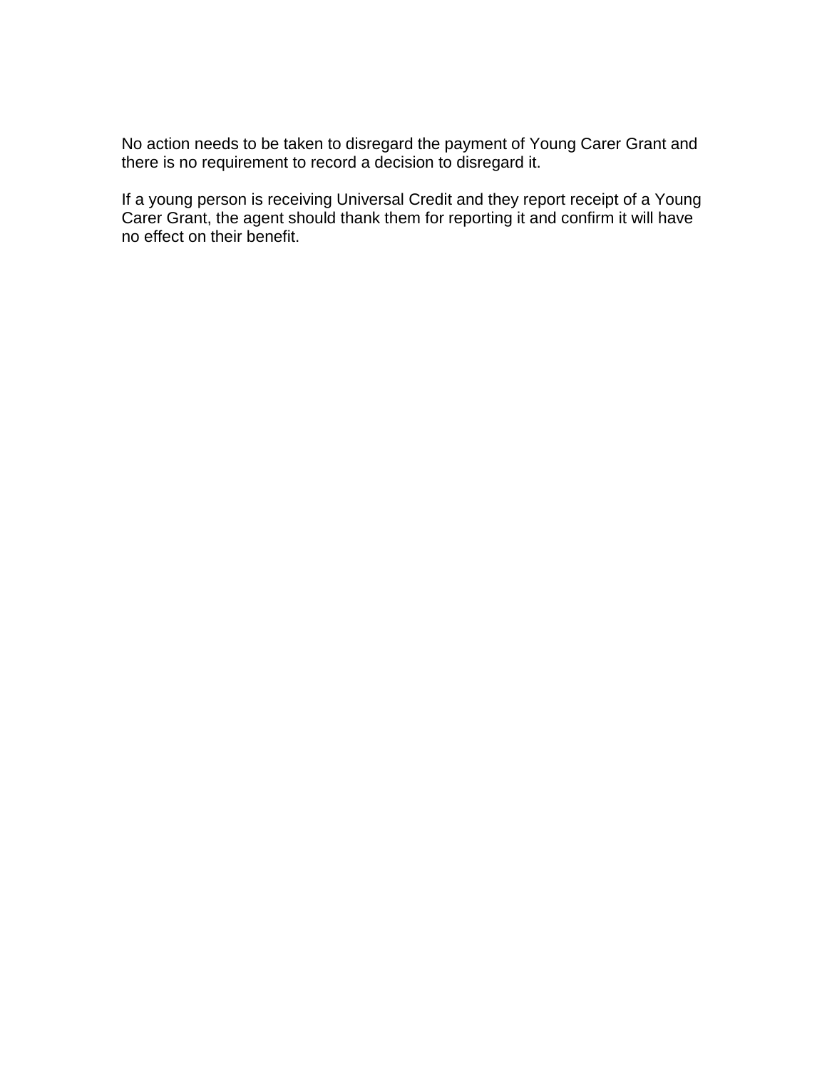No action needs to be taken to disregard the payment of Young Carer Grant and there is no requirement to record a decision to disregard it.

If a young person is receiving Universal Credit and they report receipt of a Young Carer Grant, the agent should thank them for reporting it and confirm it will have no effect on their benefit.